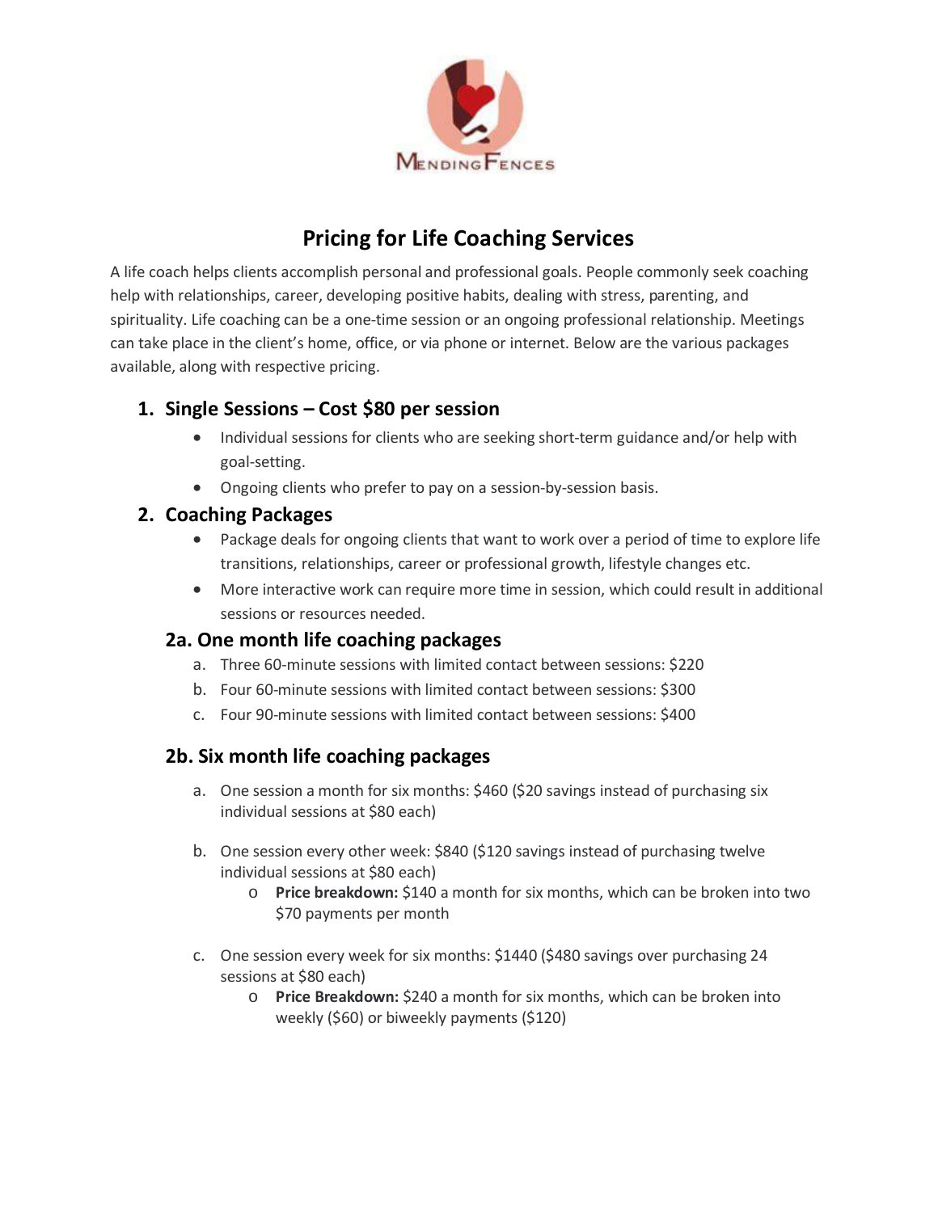MENDING FENCES

# Pricing for Life Coaching Services

A life coach helps clients accomplish personal and professional goals. People commonly seek coaching help with relationships, career, developing positive habits, dealing with stress, parenting, and spirituality. Life coaching can be a one-time session or an ongoing professional relationship. Meetings can take place in the client's home, office, or via phone or internet. Below are the various packages available, along with respective pricing.

## 1. Single Sessions – Cost $80 per session

- Individual sessions for clients who are seeking short-term guidance and/or help with goal-setting.
- Ongoing clients who prefer to pay on a session-by-session basis.

## 2. Coaching Packages

- Package deals for ongoing clients that want to work over a period of time to explore life transitions, relationships, career or professional growth, lifestyle changes etc.
- More interactive work can require more time in session, which could result in additional sessions or resources needed.

### 2a. One month life coaching packages

a. Three 60-minute sessions with limited contact between sessions: $220
b. Four 60-minute sessions with limited contact between sessions: $300
c. Four 90-minute sessions with limited contact between sessions: $400

### 2b. Six month life coaching packages

a. One session a month for six months: $460 ($20 savings instead of purchasing six individual sessions at $80 each)

b. One session every other week: $840 ($120 savings instead of purchasing twelve individual sessions at $80 each)
   - **Price breakdown:** $140 a month for six months, which can be broken into two $70 payments per month

c. One session every week for six months: $1440 ($480 savings over purchasing 24 sessions at $80 each)
   - **Price Breakdown:** $240 a month for six months, which can be broken into weekly ($60) or biweekly payments ($120)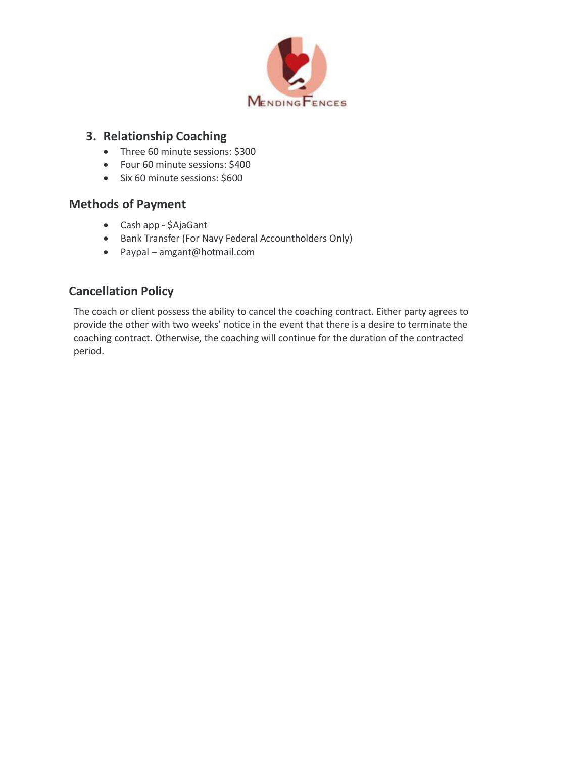MENDING FENCES

### 3. Relationship Coaching

- Three 60 minute sessions: $300
- Four 60 minute sessions: $400
- Six 60 minute sessions: $600

## Methods of Payment

- Cash app - $AjaGant
- Bank Transfer (For Navy Federal Accountholders Only)
- Paypal – amgant@hotmail.com

## Cancellation Policy

The coach or client possess the ability to cancel the coaching contract. Either party agrees to provide the other with two weeks' notice in the event that there is a desire to terminate the coaching contract. Otherwise, the coaching will continue for the duration of the contracted period.